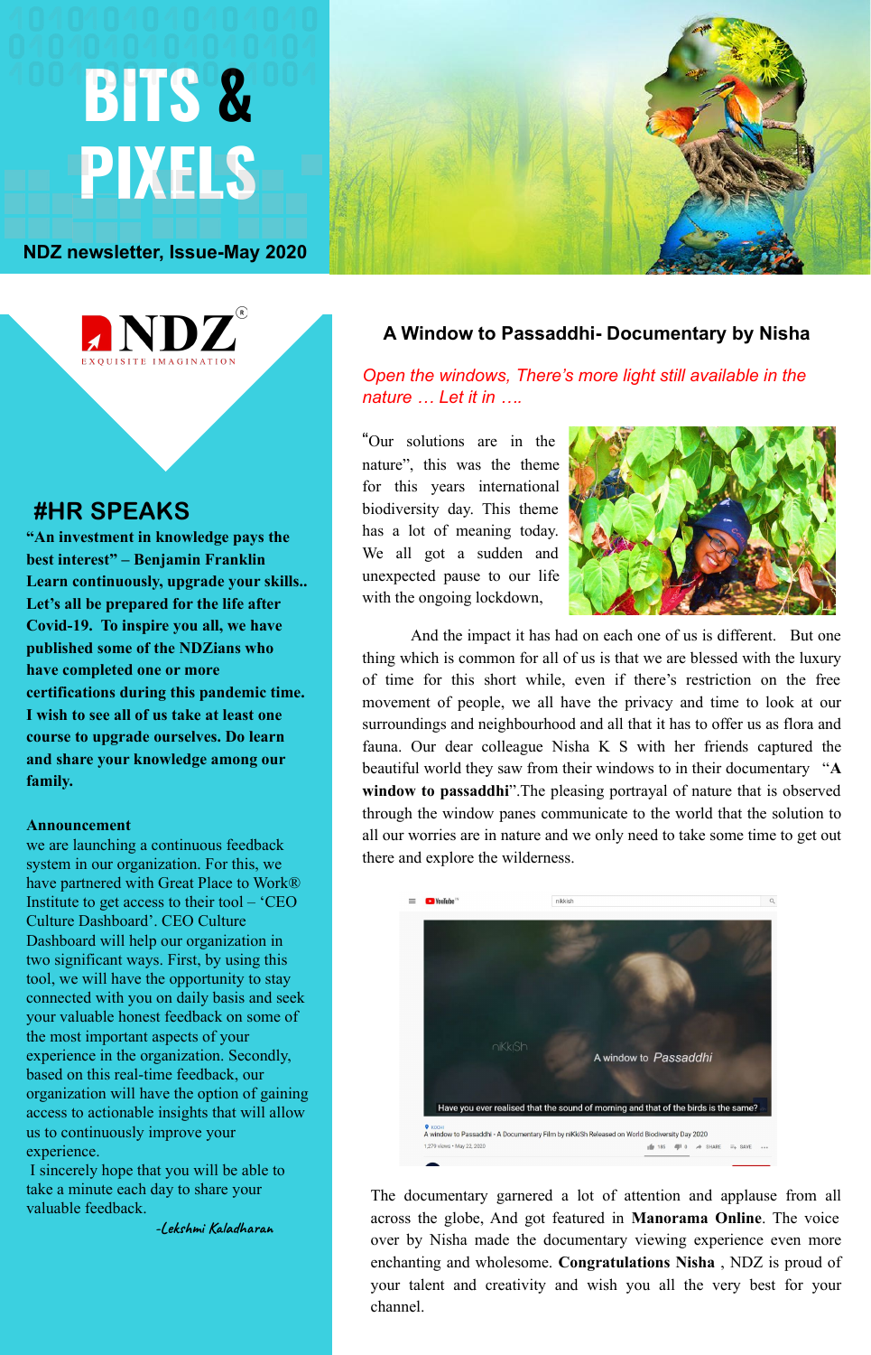# BITS & PIXELS

**NDZ newsletter, Issue-May 2020**

NDZ®
EXQUISITE IMAGINATION

## #HR SPEAKS

**"An investment in knowledge pays the best interest" – Benjamin Franklin**
**Learn continuously, upgrade your skills.. Let's all be prepared for the life after Covid-19. To inspire you all, we have published some of the NDZians who have completed one or more certifications during this pandemic time. I wish to see all of us take at least one course to upgrade ourselves. Do learn and share your knowledge among our family.**

**Announcement**

we are launching a continuous feedback system in our organization. For this, we have partnered with Great Place to Work® Institute to get access to their tool – 'CEO Culture Dashboard'. CEO Culture Dashboard will help our organization in two significant ways. First, by using this tool, we will have the opportunity to stay connected with you on daily basis and seek your valuable honest feedback on some of the most important aspects of your experience in the organization. Secondly, based on this real-time feedback, our organization will have the option of gaining access to actionable insights that will allow us to continuously improve your experience.

I sincerely hope that you will be able to take a minute each day to share your valuable feedback.

*-Lekshmi Kaladharan*

## A Window to Passaddhi- Documentary by Nisha

*Open the windows, There's more light still available in the nature … Let it in ….*

"Our solutions are in the nature", this was the theme for this years international biodiversity day. This theme has a lot of meaning today. We all got a sudden and unexpected pause to our life with the ongoing lockdown,

And the impact it has had on each one of us is different. But one thing which is common for all of us is that we are blessed with the luxury of time for this short while, even if there's restriction on the free movement of people, we all have the privacy and time to look at our surroundings and neighbourhood and all that it has to offer us as flora and fauna. Our dear colleague Nisha K S with her friends captured the beautiful world they saw from their windows to in their documentary "**A window to passaddhi**".The pleasing portrayal of nature that is observed through the window panes communicate to the world that the solution to all our worries are in nature and we only need to take some time to get out there and explore the wilderness.

The documentary garnered a lot of attention and applause from all across the globe, And got featured in **Manorama Online**. The voice over by Nisha made the documentary viewing experience even more enchanting and wholesome. **Congratulations Nisha** , NDZ is proud of your talent and creativity and wish you all the very best for your channel.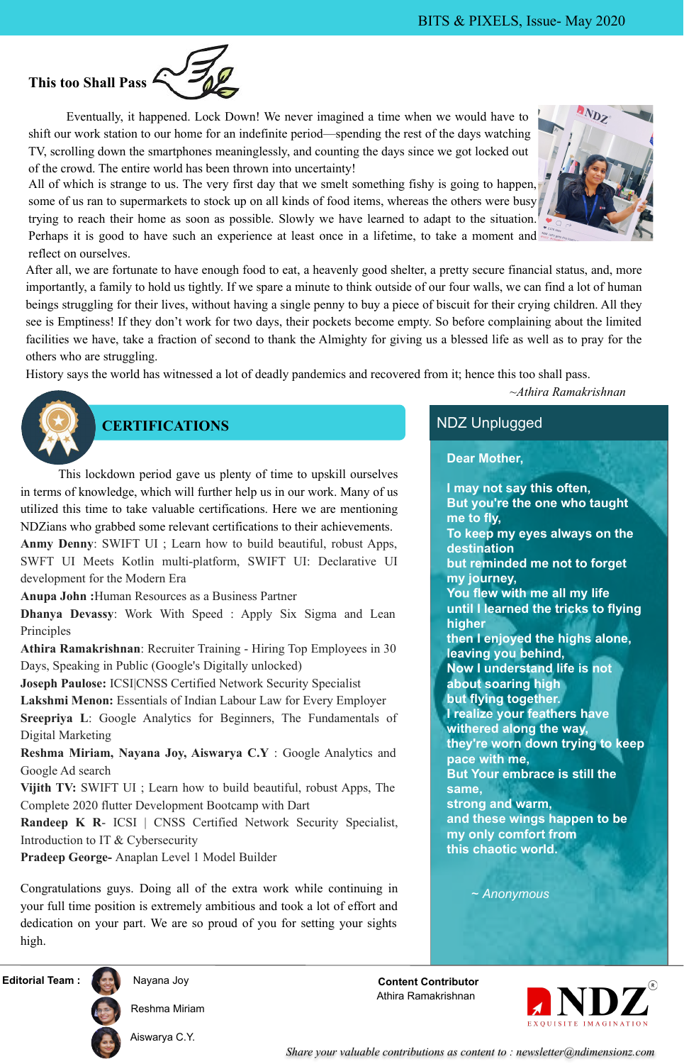## This too Shall Pass

Eventually, it happened. Lock Down! We never imagined a time when we would have to shift our work station to our home for an indefinite period—spending the rest of the days watching TV, scrolling down the smartphones meaninglessly, and counting the days since we got locked out of the crowd. The entire world has been thrown into uncertainty!

All of which is strange to us. The very first day that we smelt something fishy is going to happen, some of us ran to supermarkets to stock up on all kinds of food items, whereas the others were busy trying to reach their home as soon as possible. Slowly we have learned to adapt to the situation. Perhaps it is good to have such an experience at least once in a lifetime, to take a moment and reflect on ourselves.

After all, we are fortunate to have enough food to eat, a heavenly good shelter, a pretty secure financial status, and, more importantly, a family to hold us tightly. If we spare a minute to think outside of our four walls, we can find a lot of human beings struggling for their lives, without having a single penny to buy a piece of biscuit for their crying children. All they see is Emptiness! If they don't work for two days, their pockets become empty. So before complaining about the limited facilities we have, take a fraction of second to thank the Almighty for giving us a blessed life as well as to pray for the others who are struggling.

History says the world has witnessed a lot of deadly pandemics and recovered from it; hence this too shall pass.

*~Athira Ramakrishnan*

## CERTIFICATIONS

This lockdown period gave us plenty of time to upskill ourselves in terms of knowledge, which will further help us in our work. Many of us utilized this time to take valuable certifications. Here we are mentioning NDZians who grabbed some relevant certifications to their achievements.

**Anmy Denny**: SWIFT UI ; Learn how to build beautiful, robust Apps, SWFT UI Meets Kotlin multi-platform, SWIFT UI: Declarative UI development for the Modern Era

**Anupa John** :Human Resources as a Business Partner

**Dhanya Devassy**: Work With Speed : Apply Six Sigma and Lean Principles

**Athira Ramakrishnan**: Recruiter Training - Hiring Top Employees in 30 Days, Speaking in Public (Google's Digitally unlocked)

**Joseph Paulose:** ICSI|CNSS Certified Network Security Specialist

**Lakshmi Menon:** Essentials of Indian Labour Law for Every Employer

**Sreepriya L**: Google Analytics for Beginners, The Fundamentals of Digital Marketing

**Reshma Miriam, Nayana Joy, Aiswarya C.Y** : Google Analytics and Google Ad search

**Vijith TV:** SWIFT UI ; Learn how to build beautiful, robust Apps, The Complete 2020 flutter Development Bootcamp with Dart

**Randeep K R**- ICSI | CNSS Certified Network Security Specialist, Introduction to IT & Cybersecurity

**Pradeep George-** Anaplan Level 1 Model Builder

Congratulations guys. Doing all of the extra work while continuing in your full time position is extremely ambitious and took a lot of effort and dedication on your part. We are so proud of you for setting your sights high.

## NDZ Unplugged

**Dear Mother,**

**I may not say this often,**
**But you're the one who taught me to fly,**
**To keep my eyes always on the destination**
**but reminded me not to forget my journey,**
**You flew with me all my life**
**until I learned the tricks to flying higher**
**then I enjoyed the highs alone, leaving you behind,**
**Now I understand life is not about soaring high**
**but flying together.**
**I realize your feathers have withered along the way,**
**they're worn down trying to keep pace with me,**
**But Your embrace is still the same,**
**strong and warm,**
**and these wings happen to be my only comfort from this chaotic world.**

*~ Anonymous*

**Editorial Team :** Nayana Joy, Reshma Miriam, Aiswarya C.Y.

**Content Contributor**
Athira Ramakrishnan

NDZ EXQUISITE IMAGINATION

*Share your valuable contributions as content to : newsletter@ndimensionz.com*